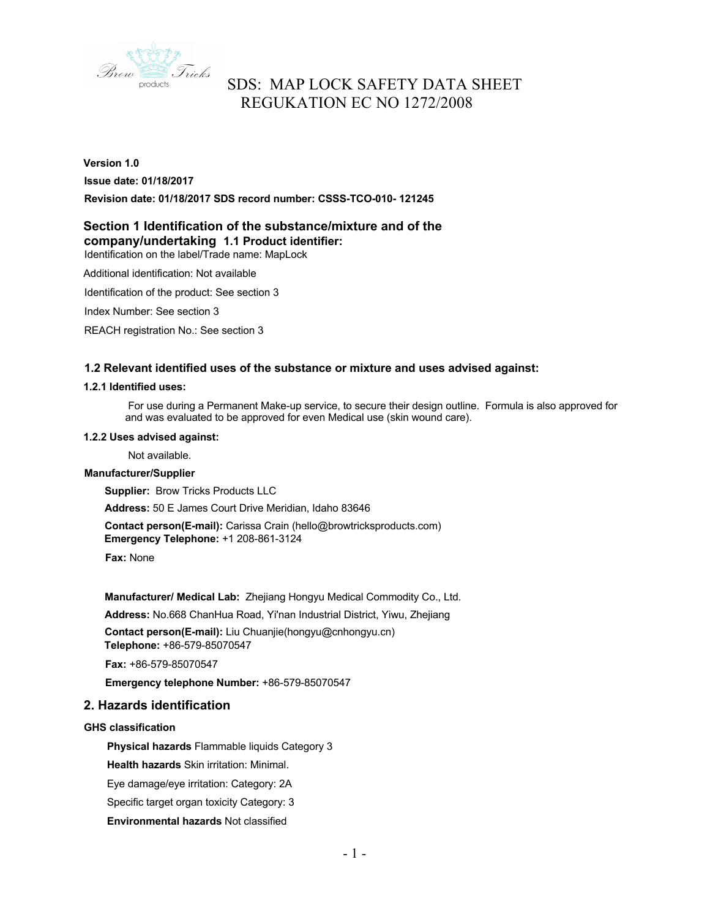# SDS: MAP LOCK SAFETY DATA SHEET REGUKATION EC NO 1272/2008

**Version 1.0**

**Issue date: 01/18/2017**

**Revision date: 01/18/2017 SDS record number: CSSS-TCO-010- 121245**

## Section 1 Identification of the substance/mixture and of the company/undertaking 1.1 Product identifier:

Identification on the label/Trade name: MapLock

Additional identification: Not available

Identification of the product: See section 3

Index Number: See section 3

REACH registration No.: See section 3

### 1.2 Relevant identified uses of the substance or mixture and uses advised against:

**1.2.1 Identified uses:**

For use during a Permanent Make-up service, to secure their design outline. Formula is also approved for and was evaluated to be approved for even Medical use (skin wound care).

**1.2.2 Uses advised against:**

Not available.

**Manufacturer/Supplier**

**Supplier:** Brow Tricks Products LLC

**Address:** 50 E James Court Drive Meridian, Idaho 83646

**Contact person(E-mail):** Carissa Crain (hello@browtricksproducts.com)
**Emergency Telephone:** +1 208-861-3124

**Fax:** None

**Manufacturer/ Medical Lab:** Zhejiang Hongyu Medical Commodity Co., Ltd.

**Address:** No.668 ChanHua Road, Yi'nan Industrial District, Yiwu, Zhejiang

**Contact person(E-mail):** Liu Chuanjie(hongyu@cnhongyu.cn)
**Telephone:** +86-579-85070547

**Fax:** +86-579-85070547

**Emergency telephone Number:** +86-579-85070547

## 2. Hazards identification

**GHS classification**

**Physical hazards** Flammable liquids Category 3

**Health hazards** Skin irritation: Minimal.

Eye damage/eye irritation: Category: 2A

Specific target organ toxicity Category: 3

**Environmental hazards** Not classified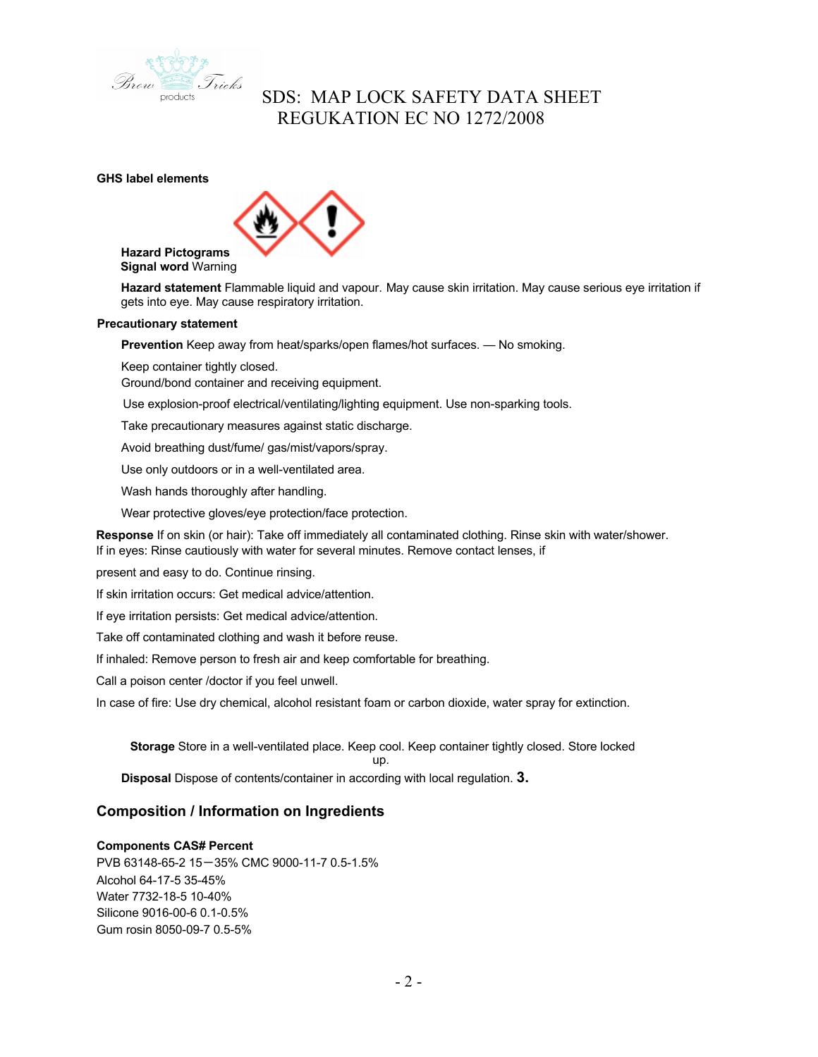# SDS: MAP LOCK SAFETY DATA SHEET
## REGUKATION EC NO 1272/2008

**GHS label elements**

**Hazard Pictograms**
**Signal word** Warning

**Hazard statement** Flammable liquid and vapour. May cause skin irritation. May cause serious eye irritation if gets into eye. May cause respiratory irritation.

**Precautionary statement**

**Prevention** Keep away from heat/sparks/open flames/hot surfaces. — No smoking.

Keep container tightly closed.
Ground/bond container and receiving equipment.

Use explosion-proof electrical/ventilating/lighting equipment. Use non-sparking tools.

Take precautionary measures against static discharge.

Avoid breathing dust/fume/ gas/mist/vapors/spray.

Use only outdoors or in a well-ventilated area.

Wash hands thoroughly after handling.

Wear protective gloves/eye protection/face protection.

**Response** If on skin (or hair): Take off immediately all contaminated clothing. Rinse skin with water/shower. If in eyes: Rinse cautiously with water for several minutes. Remove contact lenses, if present and easy to do. Continue rinsing.

If skin irritation occurs: Get medical advice/attention.

If eye irritation persists: Get medical advice/attention.

Take off contaminated clothing and wash it before reuse.

If inhaled: Remove person to fresh air and keep comfortable for breathing.

Call a poison center /doctor if you feel unwell.

In case of fire: Use dry chemical, alcohol resistant foam or carbon dioxide, water spray for extinction.

**Storage** Store in a well-ventilated place. Keep cool. Keep container tightly closed. Store locked up.

**Disposal** Dispose of contents/container in according with local regulation. **3.**

## Composition / Information on Ingredients

**Components CAS# Percent**
PVB 63148-65-2 15－35% CMC 9000-11-7 0.5-1.5%
Alcohol 64-17-5 35-45%
Water 7732-18-5 10-40%
Silicone 9016-00-6 0.1-0.5%
Gum rosin 8050-09-7 0.5-5%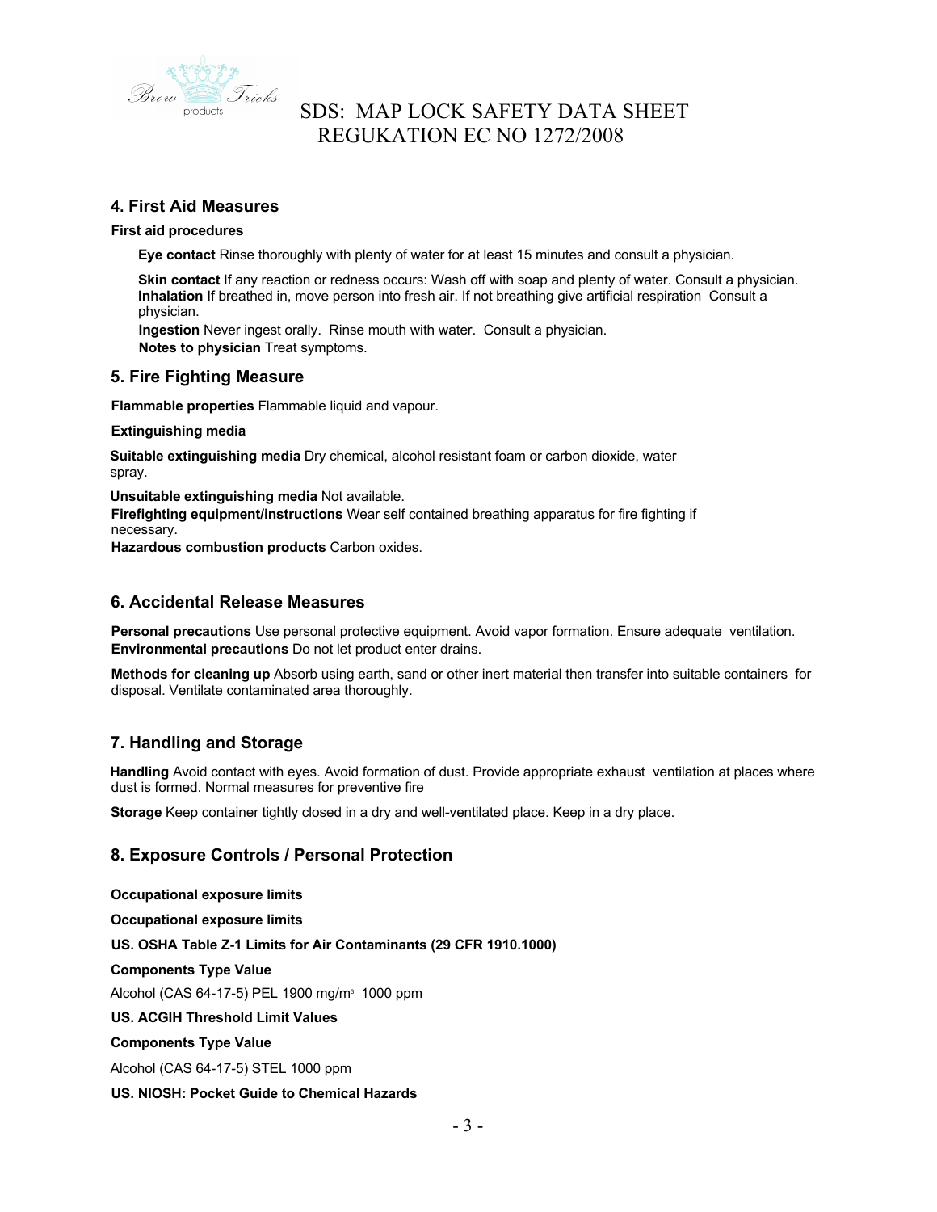## 4. First Aid Measures

**First aid procedures**

**Eye contact** Rinse thoroughly with plenty of water for at least 15 minutes and consult a physician.

**Skin contact** If any reaction or redness occurs: Wash off with soap and plenty of water. Consult a physician.
**Inhalation** If breathed in, move person into fresh air. If not breathing give artificial respiration Consult a physician.
**Ingestion** Never ingest orally. Rinse mouth with water. Consult a physician.
**Notes to physician** Treat symptoms.

## 5. Fire Fighting Measure

**Flammable properties** Flammable liquid and vapour.

**Extinguishing media**

**Suitable extinguishing media** Dry chemical, alcohol resistant foam or carbon dioxide, water spray.

**Unsuitable extinguishing media** Not available.
**Firefighting equipment/instructions** Wear self contained breathing apparatus for fire fighting if necessary.
**Hazardous combustion products** Carbon oxides.

## 6. Accidental Release Measures

**Personal precautions** Use personal protective equipment. Avoid vapor formation. Ensure adequate ventilation.
**Environmental precautions** Do not let product enter drains.

**Methods for cleaning up** Absorb using earth, sand or other inert material then transfer into suitable containers for disposal. Ventilate contaminated area thoroughly.

## 7. Handling and Storage

**Handling** Avoid contact with eyes. Avoid formation of dust. Provide appropriate exhaust ventilation at places where dust is formed. Normal measures for preventive fire

**Storage** Keep container tightly closed in a dry and well-ventilated place. Keep in a dry place.

## 8. Exposure Controls / Personal Protection

**Occupational exposure limits**

**Occupational exposure limits**

**US. OSHA Table Z-1 Limits for Air Contaminants (29 CFR 1910.1000)**

**Components Type Value**

Alcohol (CAS 64-17-5) PEL 1900 mg/m$^3$ 1000 ppm

**US. ACGIH Threshold Limit Values**

**Components Type Value**

Alcohol (CAS 64-17-5) STEL 1000 ppm

**US. NIOSH: Pocket Guide to Chemical Hazards**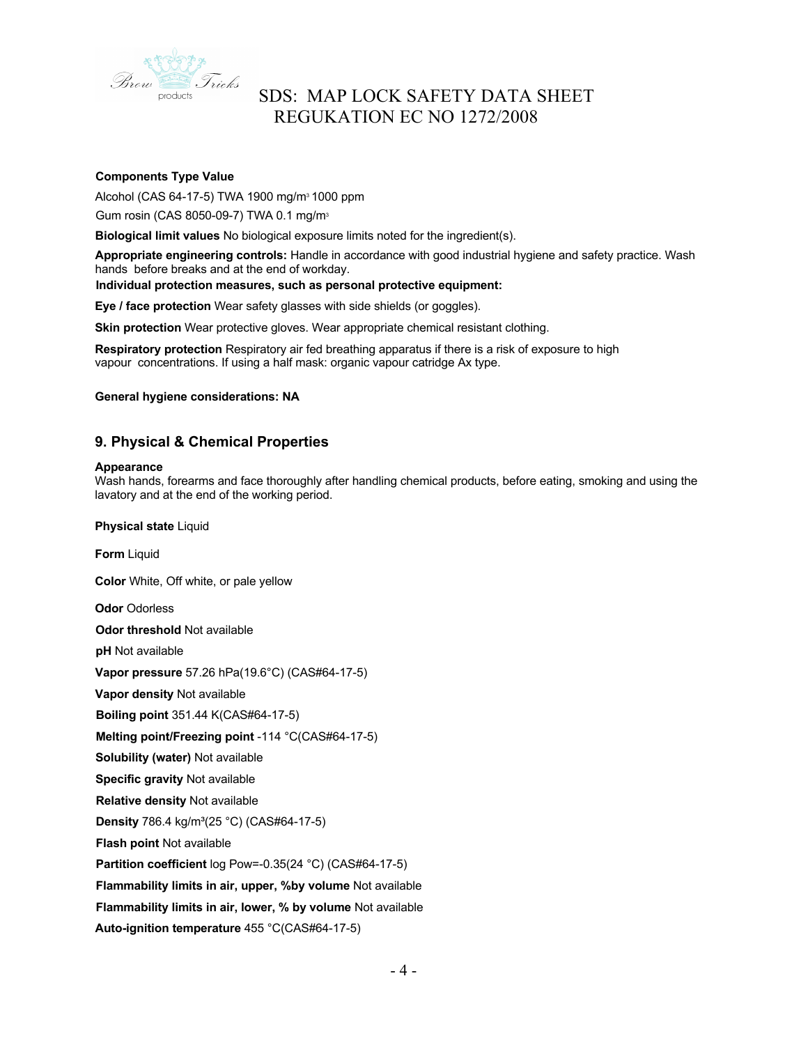**Components Type Value**

Alcohol (CAS 64-17-5) TWA 1900 mg/m$^3$ 1000 ppm

Gum rosin (CAS 8050-09-7) TWA 0.1 mg/m$^3$

**Biological limit values** No biological exposure limits noted for the ingredient(s).

**Appropriate engineering controls:** Handle in accordance with good industrial hygiene and safety practice. Wash hands before breaks and at the end of workday.

**Individual protection measures, such as personal protective equipment:**

**Eye / face protection** Wear safety glasses with side shields (or goggles).

**Skin protection** Wear protective gloves. Wear appropriate chemical resistant clothing.

**Respiratory protection** Respiratory air fed breathing apparatus if there is a risk of exposure to high vapour concentrations. If using a half mask: organic vapour catridge Ax type.

**General hygiene considerations: NA**

## 9. Physical & Chemical Properties

**Appearance**
Wash hands, forearms and face thoroughly after handling chemical products, before eating, smoking and using the lavatory and at the end of the working period.

**Physical state** Liquid

**Form** Liquid

**Color** White, Off white, or pale yellow

**Odor** Odorless

**Odor threshold** Not available

**pH** Not available

**Vapor pressure** 57.26 hPa(19.6°C) (CAS#64-17-5)

**Vapor density** Not available

**Boiling point** 351.44 K(CAS#64-17-5)

**Melting point/Freezing point** -114 °C(CAS#64-17-5)

**Solubility (water)** Not available

**Specific gravity** Not available

**Relative density** Not available

**Density** 786.4 kg/m³(25 °C) (CAS#64-17-5)

**Flash point** Not available

**Partition coefficient** log Pow=-0.35(24 °C) (CAS#64-17-5)

**Flammability limits in air, upper, %by volume** Not available

**Flammability limits in air, lower, % by volume** Not available

**Auto-ignition temperature** 455 °C(CAS#64-17-5)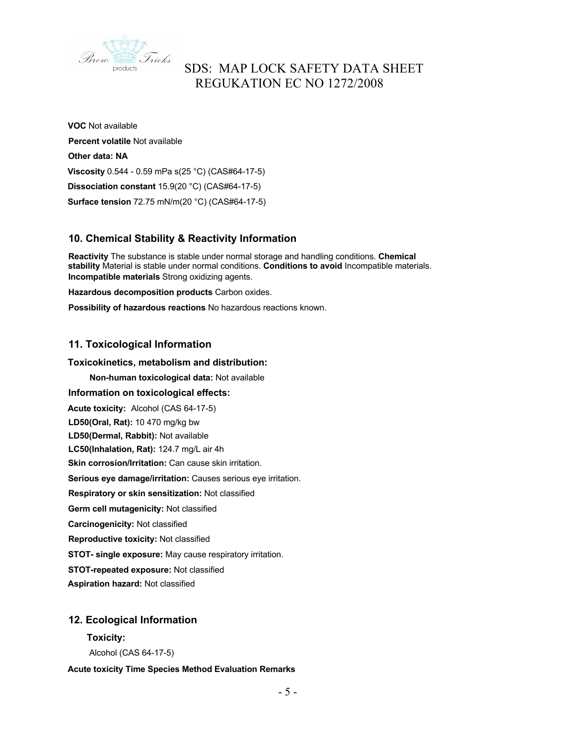**VOC** Not available

**Percent volatile** Not available

**Other data: NA**

**Viscosity** 0.544 - 0.59 mPa s(25 °C) (CAS#64-17-5)

**Dissociation constant** 15.9(20 °C) (CAS#64-17-5)

**Surface tension** 72.75 mN/m(20 °C) (CAS#64-17-5)

## 10. Chemical Stability & Reactivity Information

**Reactivity** The substance is stable under normal storage and handling conditions. **Chemical stability** Material is stable under normal conditions. **Conditions to avoid** Incompatible materials. **Incompatible materials** Strong oxidizing agents.

**Hazardous decomposition products** Carbon oxides.

**Possibility of hazardous reactions** No hazardous reactions known.

## 11. Toxicological Information

### Toxicokinetics, metabolism and distribution:

**Non-human toxicological data:** Not available

### Information on toxicological effects:

**Acute toxicity:** Alcohol (CAS 64-17-5)

**LD50(Oral, Rat):** 10 470 mg/kg bw

**LD50(Dermal, Rabbit):** Not available

**LC50(Inhalation, Rat):** 124.7 mg/L air 4h

**Skin corrosion/Irritation:** Can cause skin irritation.

**Serious eye damage/irritation:** Causes serious eye irritation.

**Respiratory or skin sensitization:** Not classified

**Germ cell mutagenicity:** Not classified

**Carcinogenicity:** Not classified

**Reproductive toxicity:** Not classified

**STOT- single exposure:** May cause respiratory irritation.

**STOT-repeated exposure:** Not classified

**Aspiration hazard:** Not classified

## 12. Ecological Information

**Toxicity:**

Alcohol (CAS 64-17-5)

**Acute toxicity Time Species Method Evaluation Remarks**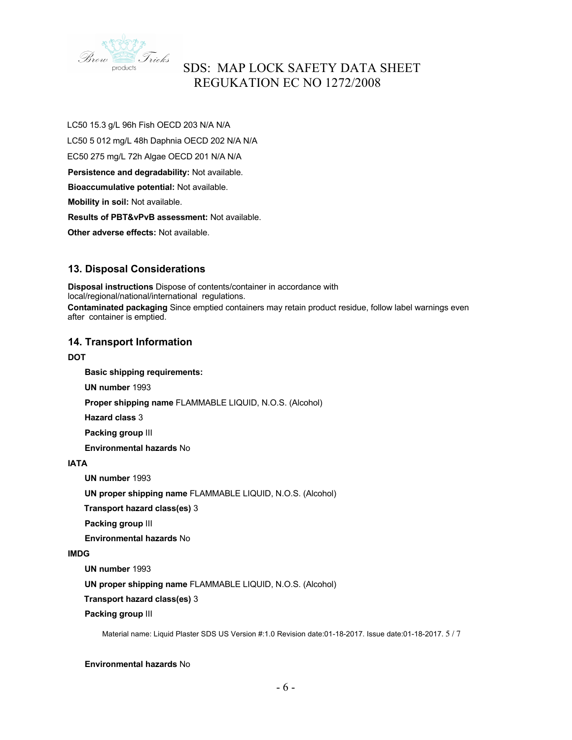LC50 15.3 g/L 96h Fish OECD 203 N/A N/A

LC50 5 012 mg/L 48h Daphnia OECD 202 N/A N/A

EC50 275 mg/L 72h Algae OECD 201 N/A N/A

**Persistence and degradability:** Not available.

**Bioaccumulative potential:** Not available.

**Mobility in soil:** Not available.

**Results of PBT&vPvB assessment:** Not available.

**Other adverse effects:** Not available.

## 13. Disposal Considerations

**Disposal instructions** Dispose of contents/container in accordance with local/regional/national/international regulations.

**Contaminated packaging** Since emptied containers may retain product residue, follow label warnings even after container is emptied.

## 14. Transport Information

**DOT**

**Basic shipping requirements:**

**UN number** 1993

**Proper shipping name** FLAMMABLE LIQUID, N.O.S. (Alcohol)

**Hazard class** 3

**Packing group** III

**Environmental hazards** No

**IATA**

**UN number** 1993

**UN proper shipping name** FLAMMABLE LIQUID, N.O.S. (Alcohol)

**Transport hazard class(es)** 3

**Packing group** III

**Environmental hazards** No

**IMDG**

**UN number** 1993

**UN proper shipping name** FLAMMABLE LIQUID, N.O.S. (Alcohol)

**Transport hazard class(es)** 3

**Packing group** III

**Environmental hazards** No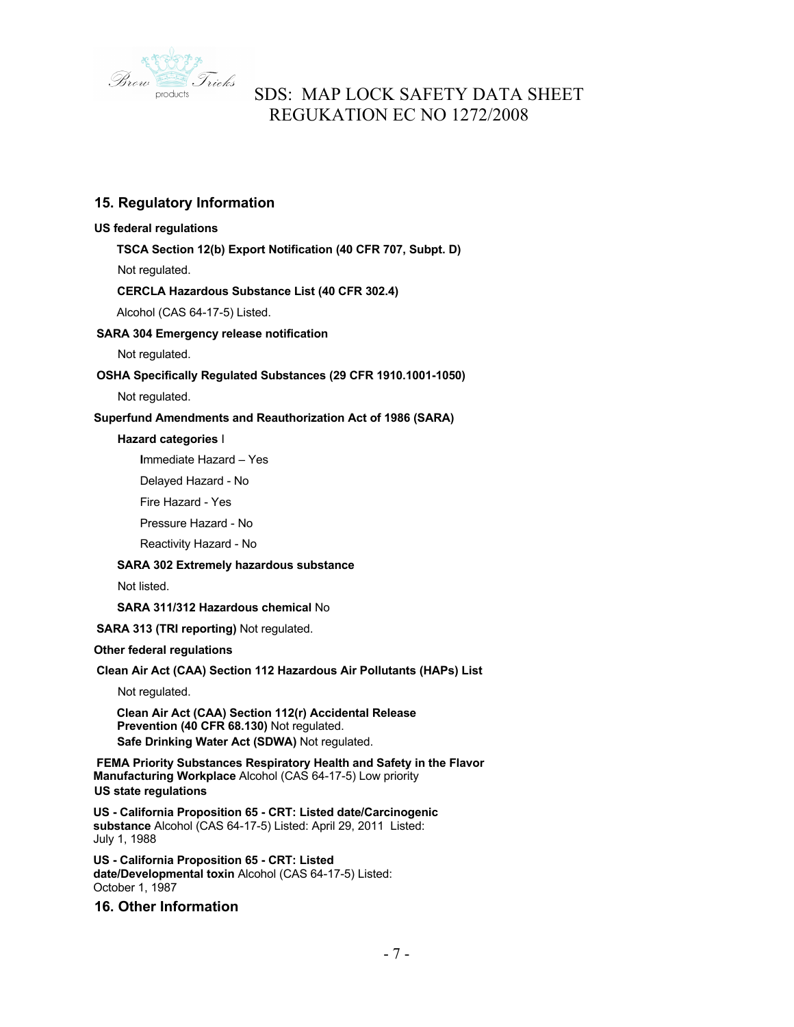## 15. Regulatory Information

**US federal regulations**

**TSCA Section 12(b) Export Notification (40 CFR 707, Subpt. D)**

Not regulated.

**CERCLA Hazardous Substance List (40 CFR 302.4)**

Alcohol (CAS 64-17-5) Listed.

**SARA 304 Emergency release notification**

Not regulated.

**OSHA Specifically Regulated Substances (29 CFR 1910.1001-1050)**

Not regulated.

**Superfund Amendments and Reauthorization Act of 1986 (SARA)**

**Hazard categories** I

**I**mmediate Hazard – Yes

Delayed Hazard - No

Fire Hazard - Yes

Pressure Hazard - No

Reactivity Hazard - No

**SARA 302 Extremely hazardous substance**

Not listed.

**SARA 311/312 Hazardous chemical** No

**SARA 313 (TRI reporting)** Not regulated.

**Other federal regulations**

**Clean Air Act (CAA) Section 112 Hazardous Air Pollutants (HAPs) List**

Not regulated.

**Clean Air Act (CAA) Section 112(r) Accidental Release Prevention (40 CFR 68.130)** Not regulated.

**Safe Drinking Water Act (SDWA)** Not regulated.

**FEMA Priority Substances Respiratory Health and Safety in the Flavor Manufacturing Workplace** Alcohol (CAS 64-17-5) Low priority

**US state regulations**

**US - California Proposition 65 - CRT: Listed date/Carcinogenic substance** Alcohol (CAS 64-17-5) Listed: April 29, 2011 Listed: July 1, 1988

**US - California Proposition 65 - CRT: Listed date/Developmental toxin** Alcohol (CAS 64-17-5) Listed: October 1, 1987

## 16. Other Information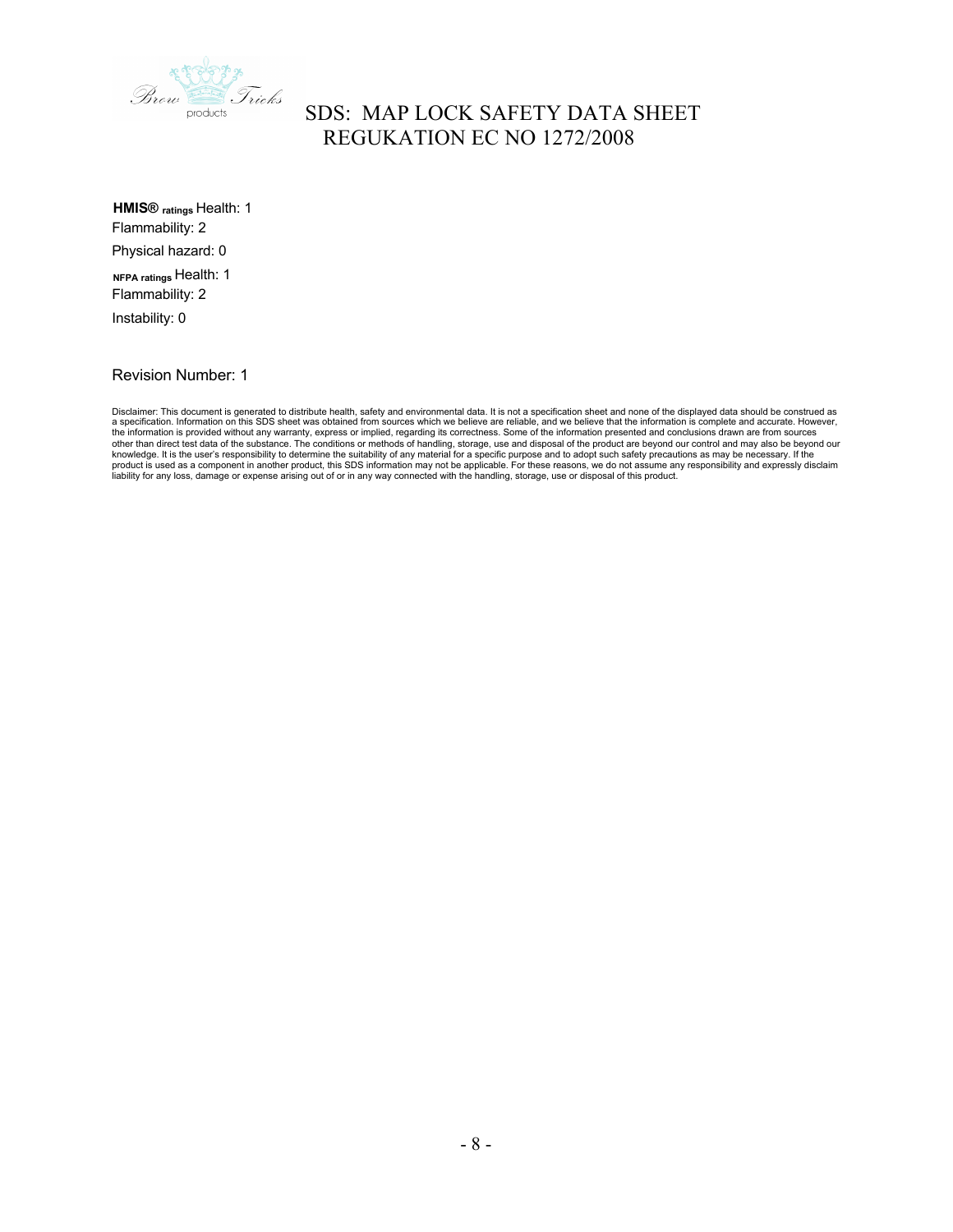**HMIS®** ratings Health: 1
Flammability: 2
Physical hazard: 0

**NFPA ratings** Health: 1
Flammability: 2
Instability: 0

Revision Number: 1

Disclaimer: This document is generated to distribute health, safety and environmental data. It is not a specification sheet and none of the displayed data should be construed as a specification. Information on this SDS sheet was obtained from sources which we believe are reliable, and we believe that the information is complete and accurate. However, the information is provided without any warranty, express or implied, regarding its correctness. Some of the information presented and conclusions drawn are from sources other than direct test data of the substance. The conditions or methods of handling, storage, use and disposal of the product are beyond our control and may also be beyond our knowledge. It is the user's responsibility to determine the suitability of any material for a specific purpose and to adopt such safety precautions as may be necessary. If the product is used as a component in another product, this SDS information may not be applicable. For these reasons, we do not assume any responsibility and expressly disclaim liability for any loss, damage or expense arising out of or in any way connected with the handling, storage, use or disposal of this product.